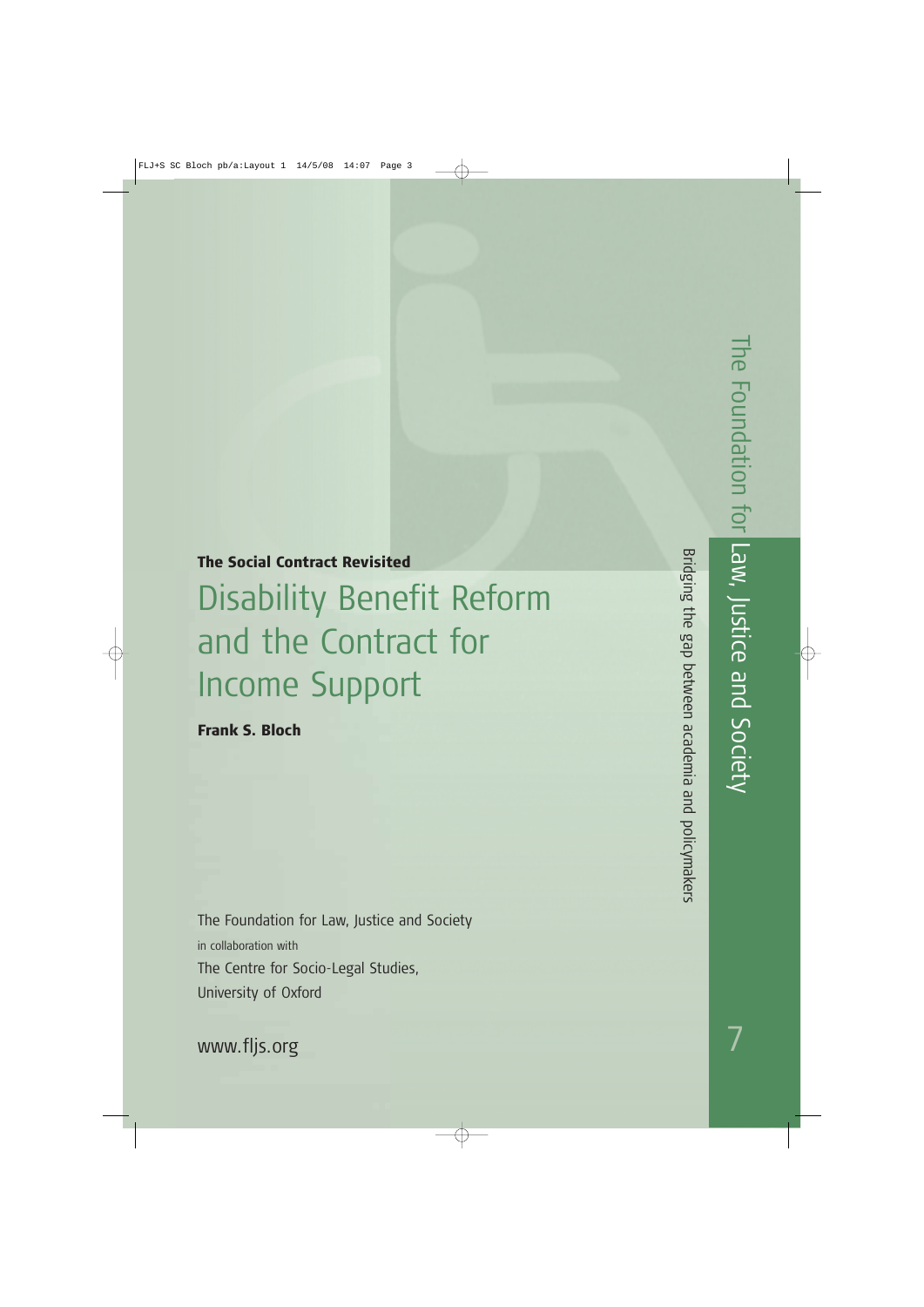**The Social Contract Revisited**

# Disability Benefit Reform and the Contract for Income Support

**Frank S. Bloch**

The Foundation for Law, Justice and Society
in collaboration with
The Centre for Socio-Legal Studies,
University of Oxford

www.fljs.org

The Foundation for Law, Justice and Society

Bridging the gap between academia and policymakers

7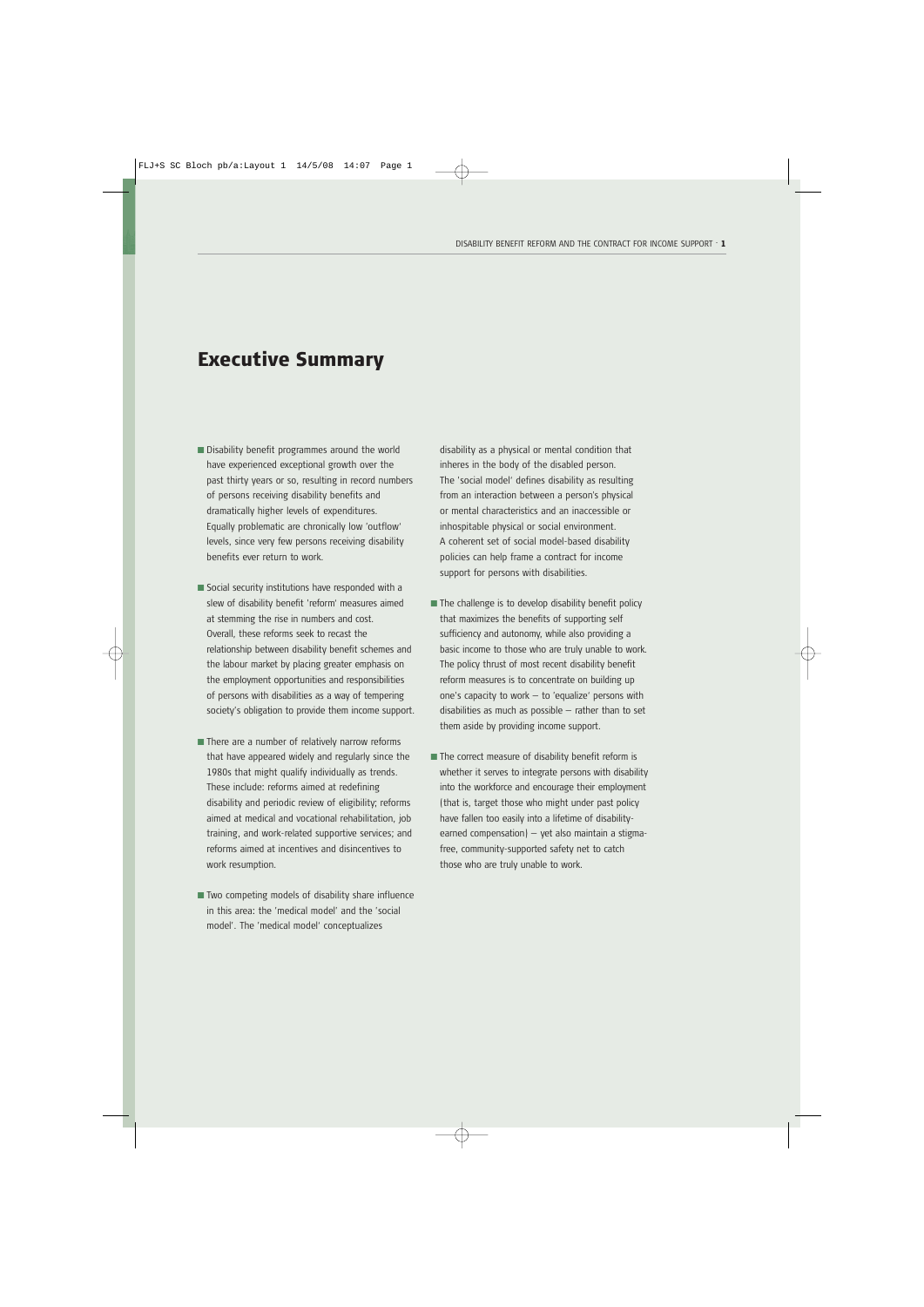# Executive Summary

- Disability benefit programmes around the world have experienced exceptional growth over the past thirty years or so, resulting in record numbers of persons receiving disability benefits and dramatically higher levels of expenditures. Equally problematic are chronically low 'outflow' levels, since very few persons receiving disability benefits ever return to work.

- Social security institutions have responded with a slew of disability benefit 'reform' measures aimed at stemming the rise in numbers and cost. Overall, these reforms seek to recast the relationship between disability benefit schemes and the labour market by placing greater emphasis on the employment opportunities and responsibilities of persons with disabilities as a way of tempering society's obligation to provide them income support.

- There are a number of relatively narrow reforms that have appeared widely and regularly since the 1980s that might qualify individually as trends. These include: reforms aimed at redefining disability and periodic review of eligibility; reforms aimed at medical and vocational rehabilitation, job training, and work-related supportive services; and reforms aimed at incentives and disincentives to work resumption.

- Two competing models of disability share influence in this area: the 'medical model' and the 'social model'. The 'medical model' conceptualizes disability as a physical or mental condition that inheres in the body of the disabled person. The 'social model' defines disability as resulting from an interaction between a person's physical or mental characteristics and an inaccessible or inhospitable physical or social environment. A coherent set of social model-based disability policies can help frame a contract for income support for persons with disabilities.

- The challenge is to develop disability benefit policy that maximizes the benefits of supporting self sufficiency and autonomy, while also providing a basic income to those who are truly unable to work. The policy thrust of most recent disability benefit reform measures is to concentrate on building up one's capacity to work – to 'equalize' persons with disabilities as much as possible – rather than to set them aside by providing income support.

- The correct measure of disability benefit reform is whether it serves to integrate persons with disability into the workforce and encourage their employment (that is, target those who might under past policy have fallen too easily into a lifetime of disability-earned compensation) – yet also maintain a stigma-free, community-supported safety net to catch those who are truly unable to work.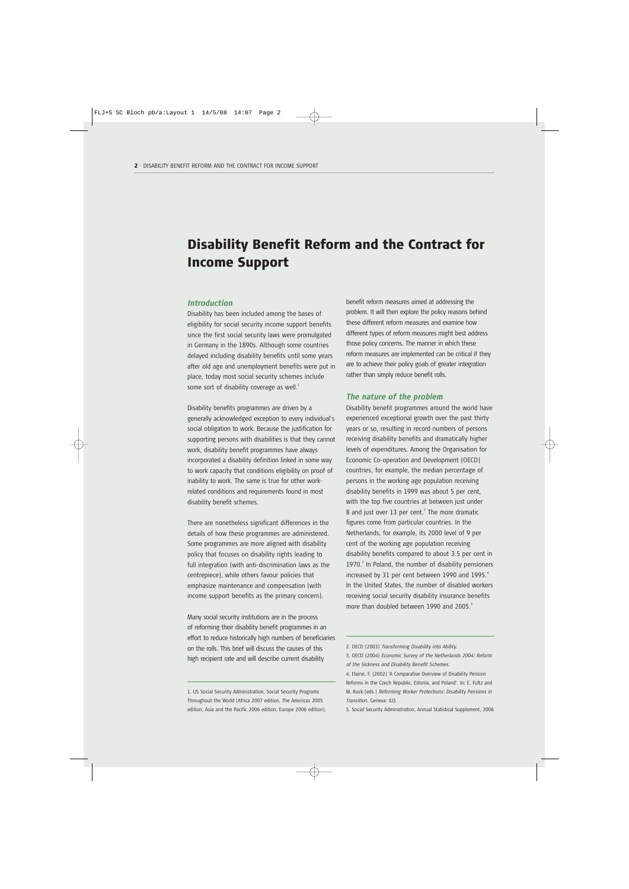# Disability Benefit Reform and the Contract for Income Support

## *Introduction*

Disability has been included among the bases of eligibility for social security income support benefits since the first social security laws were promulgated in Germany in the 1890s. Although some countries delayed including disability benefits until some years after old age and unemployment benefits were put in place, today most social security schemes include some sort of disability coverage as well.[1]

Disability benefits programmes are driven by a generally acknowledged exception to every individual's social obligation to work. Because the justification for supporting persons with disabilities is that they cannot work, disability benefit programmes have always incorporated a disability definition linked in some way to work capacity that conditions eligibility on proof of inability to work. The same is true for other work-related conditions and requirements found in most disability benefit schemes.

There are nonetheless significant differences in the details of how these programmes are administered. Some programmes are more aligned with disability policy that focuses on disability rights leading to full integration (with anti-discrimination laws as the centrepiece), while others favour policies that emphasize maintenance and compensation (with income support benefits as the primary concern).

Many social security institutions are in the process of reforming their disability benefit programmes in an effort to reduce historically high numbers of beneficiaries on the rolls. This brief will discuss the causes of this high recipient rate and will describe current disability benefit reform measures aimed at addressing the problem. It will then explore the policy reasons behind these different reform measures and examine how different types of reform measures might best address those policy concerns. The manner in which these reform measures are implemented can be critical if they are to achieve their policy goals of greater integration rather than simply reduce benefit rolls.

## *The nature of the problem*

Disability benefit programmes around the world have experienced exceptional growth over the past thirty years or so, resulting in record numbers of persons receiving disability benefits and dramatically higher levels of expenditures. Among the Organisation for Economic Co-operation and Development (OECD) countries, for example, the median percentage of persons in the working age population receiving disability benefits in 1999 was about 5 per cent, with the top five countries at between just under 8 and just over 13 per cent.[2] The more dramatic figures come from particular countries. In the Netherlands, for example, its 2000 level of 9 per cent of the working age population receiving disability benefits compared to about 3.5 per cent in 1970.[3] In Poland, the number of disability pensioners increased by 31 per cent between 1990 and 1995.[4] In the United States, the number of disabled workers receiving social security disability insurance benefits more than doubled between 1990 and 2005.[5]

---

1. US Social Security Administration, Social Security Programs Throughout the World (Africa 2007 edition, The Americas 2005 edition, Asia and the Pacific 2006 edition, Europe 2006 edition).

2. OECD (2003) *Transforming Disability into Ability.*

3. OECD (2004) *Economic Survey of the Netherlands 2004: Reform of the Sickness and Disability Benefit Schemes.*

4. Elaine, F. (2002) 'A Comparative Overview of Disability Pension Reforms in the Czech Republic, Estonia, and Poland'. In: E. Fultz and M. Ruck (eds.) *Reforming Worker Protections: Disability Pensions in Transition.* Geneva: ILO.

5. Social Security Administration, Annual Statistical Supplement, 2006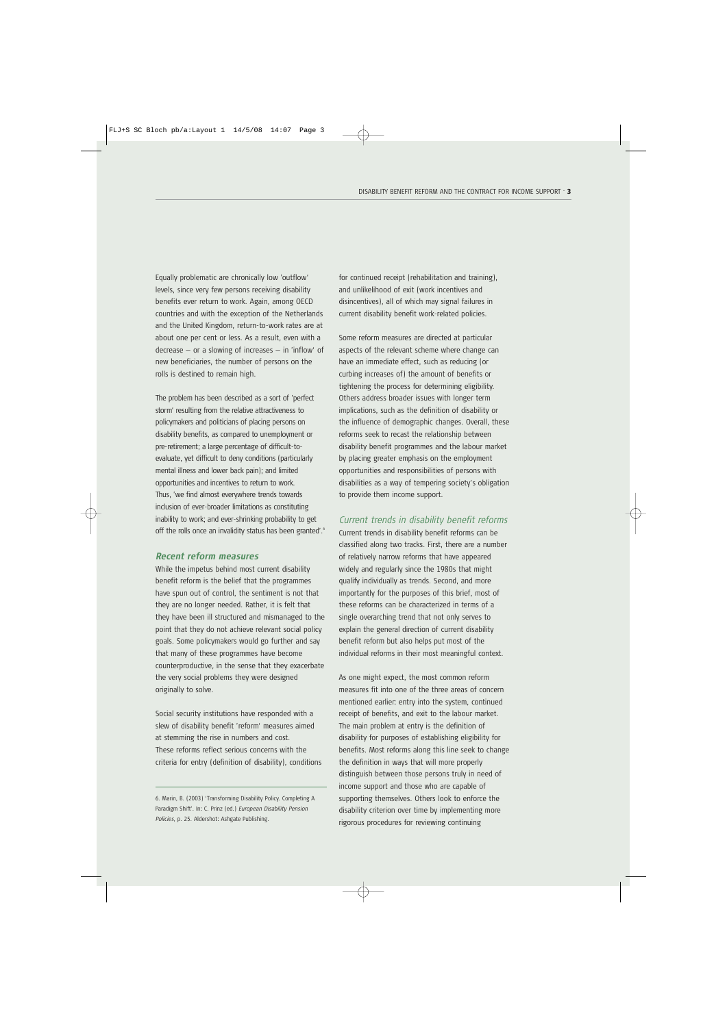Equally problematic are chronically low 'outflow' levels, since very few persons receiving disability benefits ever return to work. Again, among OECD countries and with the exception of the Netherlands and the United Kingdom, return-to-work rates are at about one per cent or less. As a result, even with a decrease – or a slowing of increases – in 'inflow' of new beneficiaries, the number of persons on the rolls is destined to remain high.

The problem has been described as a sort of 'perfect storm' resulting from the relative attractiveness to policymakers and politicians of placing persons on disability benefits, as compared to unemployment or pre-retirement; a large percentage of difficult-to-evaluate, yet difficult to deny conditions (particularly mental illness and lower back pain); and limited opportunities and incentives to return to work. Thus, 'we find almost everywhere trends towards inclusion of ever-broader limitations as constituting inability to work; and ever-shrinking probability to get off the rolls once an invalidity status has been granted'.[6]

### Recent reform measures

While the impetus behind most current disability benefit reform is the belief that the programmes have spun out of control, the sentiment is not that they are no longer needed. Rather, it is felt that they have been ill structured and mismanaged to the point that they do not achieve relevant social policy goals. Some policymakers would go further and say that many of these programmes have become counterproductive, in the sense that they exacerbate the very social problems they were designed originally to solve.

Social security institutions have responded with a slew of disability benefit 'reform' measures aimed at stemming the rise in numbers and cost. These reforms reflect serious concerns with the criteria for entry (definition of disability), conditions for continued receipt (rehabilitation and training), and unlikelihood of exit (work incentives and disincentives), all of which may signal failures in current disability benefit work-related policies.

Some reform measures are directed at particular aspects of the relevant scheme where change can have an immediate effect, such as reducing (or curbing increases of) the amount of benefits or tightening the process for determining eligibility. Others address broader issues with longer term implications, such as the definition of disability or the influence of demographic changes. Overall, these reforms seek to recast the relationship between disability benefit programmes and the labour market by placing greater emphasis on the employment opportunities and responsibilities of persons with disabilities as a way of tempering society's obligation to provide them income support.

### *Current trends in disability benefit reforms*

Current trends in disability benefit reforms can be classified along two tracks. First, there are a number of relatively narrow reforms that have appeared widely and regularly since the 1980s that might qualify individually as trends. Second, and more importantly for the purposes of this brief, most of these reforms can be characterized in terms of a single overarching trend that not only serves to explain the general direction of current disability benefit reform but also helps put most of the individual reforms in their most meaningful context.

As one might expect, the most common reform measures fit into one of the three areas of concern mentioned earlier: entry into the system, continued receipt of benefits, and exit to the labour market. The main problem at entry is the definition of disability for purposes of establishing eligibility for benefits. Most reforms along this line seek to change the definition in ways that will more properly distinguish between those persons truly in need of income support and those who are capable of supporting themselves. Others look to enforce the disability criterion over time by implementing more rigorous procedures for reviewing continuing

---

6. Marin, B. (2003) 'Transforming Disability Policy. Completing A Paradigm Shift'. In: C. Prinz (ed.) *European Disability Pension Policies*, p. 25. Aldershot: Ashgate Publishing.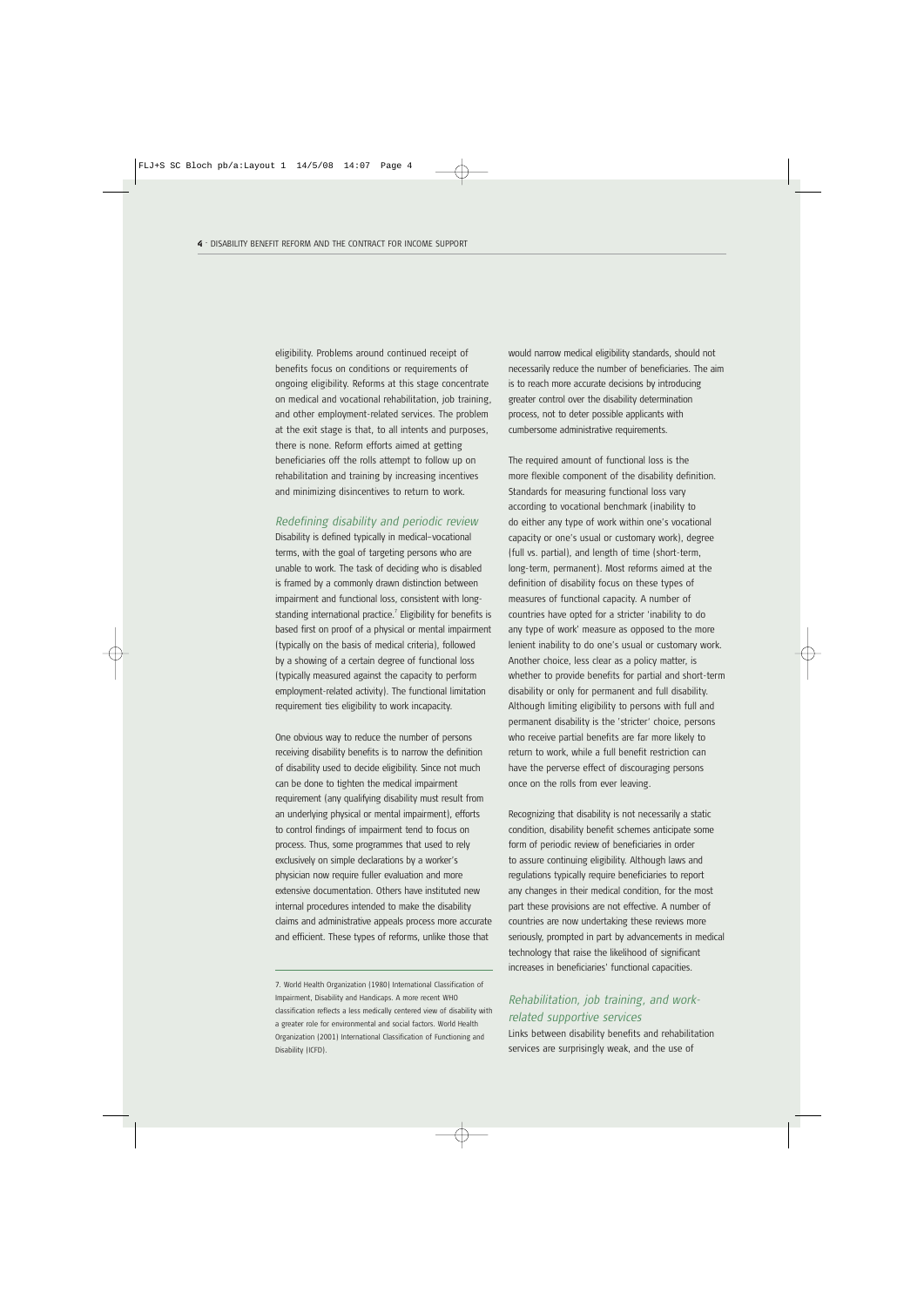eligibility. Problems around continued receipt of benefits focus on conditions or requirements of ongoing eligibility. Reforms at this stage concentrate on medical and vocational rehabilitation, job training, and other employment-related services. The problem at the exit stage is that, to all intents and purposes, there is none. Reform efforts aimed at getting beneficiaries off the rolls attempt to follow up on rehabilitation and training by increasing incentives and minimizing disincentives to return to work.

### *Redefining disability and periodic review*

Disability is defined typically in medical–vocational terms, with the goal of targeting persons who are unable to work. The task of deciding who is disabled is framed by a commonly drawn distinction between impairment and functional loss, consistent with long-standing international practice.[7] Eligibility for benefits is based first on proof of a physical or mental impairment (typically on the basis of medical criteria), followed by a showing of a certain degree of functional loss (typically measured against the capacity to perform employment-related activity). The functional limitation requirement ties eligibility to work incapacity.

One obvious way to reduce the number of persons receiving disability benefits is to narrow the definition of disability used to decide eligibility. Since not much can be done to tighten the medical impairment requirement (any qualifying disability must result from an underlying physical or mental impairment), efforts to control findings of impairment tend to focus on process. Thus, some programmes that used to rely exclusively on simple declarations by a worker's physician now require fuller evaluation and more extensive documentation. Others have instituted new internal procedures intended to make the disability claims and administrative appeals process more accurate and efficient. These types of reforms, unlike those that would narrow medical eligibility standards, should not necessarily reduce the number of beneficiaries. The aim is to reach more accurate decisions by introducing greater control over the disability determination process, not to deter possible applicants with cumbersome administrative requirements.

The required amount of functional loss is the more flexible component of the disability definition. Standards for measuring functional loss vary according to vocational benchmark (inability to do either any type of work within one's vocational capacity or one's usual or customary work), degree (full vs. partial), and length of time (short-term, long-term, permanent). Most reforms aimed at the definition of disability focus on these types of measures of functional capacity. A number of countries have opted for a stricter 'inability to do any type of work' measure as opposed to the more lenient inability to do one's usual or customary work. Another choice, less clear as a policy matter, is whether to provide benefits for partial and short-term disability or only for permanent and full disability. Although limiting eligibility to persons with full and permanent disability is the 'stricter' choice, persons who receive partial benefits are far more likely to return to work, while a full benefit restriction can have the perverse effect of discouraging persons once on the rolls from ever leaving.

Recognizing that disability is not necessarily a static condition, disability benefit schemes anticipate some form of periodic review of beneficiaries in order to assure continuing eligibility. Although laws and regulations typically require beneficiaries to report any changes in their medical condition, for the most part these provisions are not effective. A number of countries are now undertaking these reviews more seriously, prompted in part by advancements in medical technology that raise the likelihood of significant increases in beneficiaries' functional capacities.

### *Rehabilitation, job training, and work-related supportive services*

Links between disability benefits and rehabilitation services are surprisingly weak, and the use of

---

7. World Health Organization (1980) International Classification of Impairment, Disability and Handicaps. A more recent WHO classification reflects a less medically centered view of disability with a greater role for environmental and social factors. World Health Organization (2001) International Classification of Functioning and Disability (ICFD).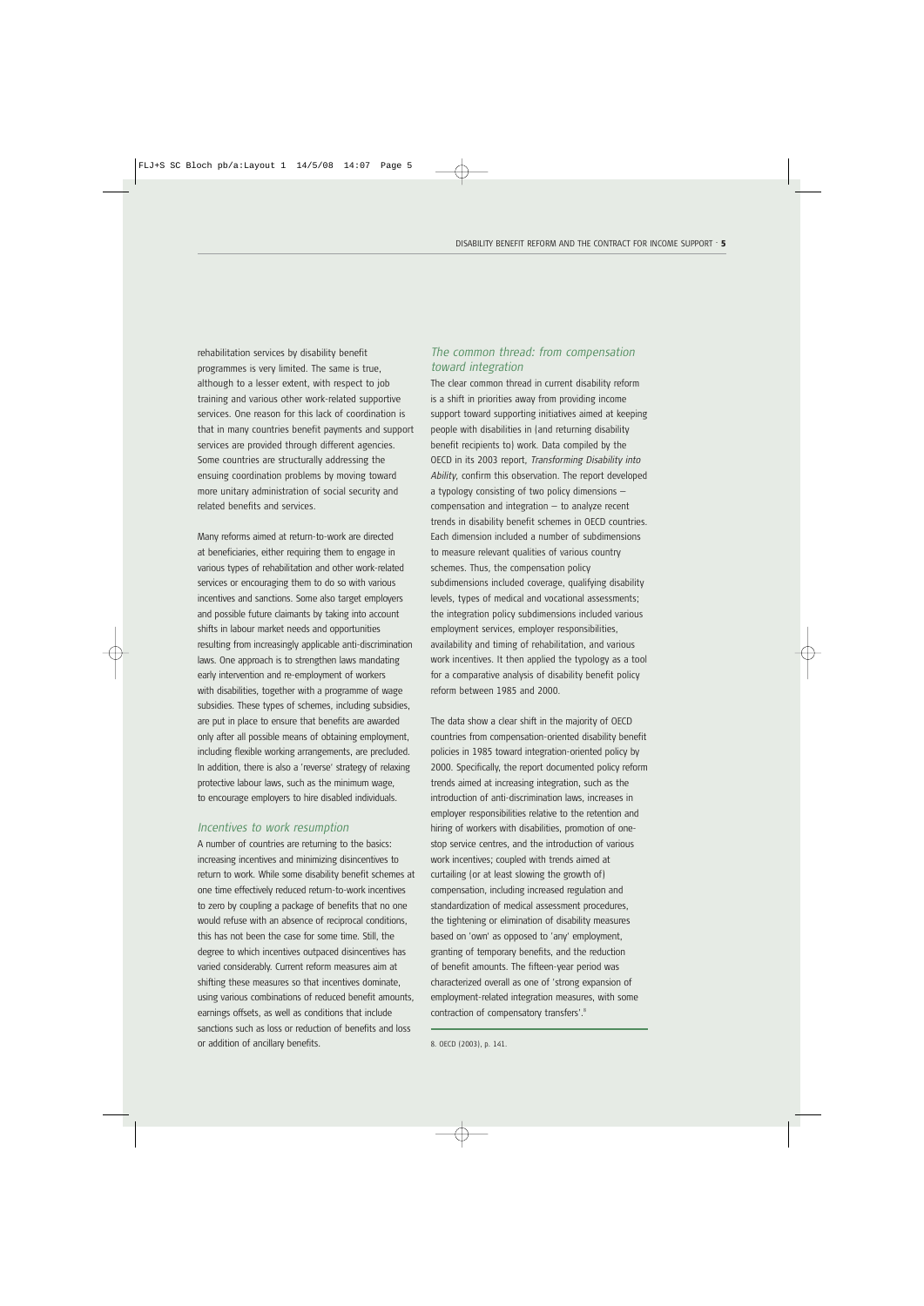rehabilitation services by disability benefit programmes is very limited. The same is true, although to a lesser extent, with respect to job training and various other work-related supportive services. One reason for this lack of coordination is that in many countries benefit payments and support services are provided through different agencies. Some countries are structurally addressing the ensuing coordination problems by moving toward more unitary administration of social security and related benefits and services.

Many reforms aimed at return-to-work are directed at beneficiaries, either requiring them to engage in various types of rehabilitation and other work-related services or encouraging them to do so with various incentives and sanctions. Some also target employers and possible future claimants by taking into account shifts in labour market needs and opportunities resulting from increasingly applicable anti-discrimination laws. One approach is to strengthen laws mandating early intervention and re-employment of workers with disabilities, together with a programme of wage subsidies. These types of schemes, including subsidies, are put in place to ensure that benefits are awarded only after all possible means of obtaining employment, including flexible working arrangements, are precluded. In addition, there is also a 'reverse' strategy of relaxing protective labour laws, such as the minimum wage, to encourage employers to hire disabled individuals.

### *Incentives to work resumption*

A number of countries are returning to the basics: increasing incentives and minimizing disincentives to return to work. While some disability benefit schemes at one time effectively reduced return-to-work incentives to zero by coupling a package of benefits that no one would refuse with an absence of reciprocal conditions, this has not been the case for some time. Still, the degree to which incentives outpaced disincentives has varied considerably. Current reform measures aim at shifting these measures so that incentives dominate, using various combinations of reduced benefit amounts, earnings offsets, as well as conditions that include sanctions such as loss or reduction of benefits and loss or addition of ancillary benefits.

### *The common thread: from compensation toward integration*

The clear common thread in current disability reform is a shift in priorities away from providing income support toward supporting initiatives aimed at keeping people with disabilities in (and returning disability benefit recipients to) work. Data compiled by the OECD in its 2003 report, *Transforming Disability into Ability*, confirm this observation. The report developed a typology consisting of two policy dimensions – compensation and integration – to analyze recent trends in disability benefit schemes in OECD countries. Each dimension included a number of subdimensions to measure relevant qualities of various country schemes. Thus, the compensation policy subdimensions included coverage, qualifying disability levels, types of medical and vocational assessments; the integration policy subdimensions included various employment services, employer responsibilities, availability and timing of rehabilitation, and various work incentives. It then applied the typology as a tool for a comparative analysis of disability benefit policy reform between 1985 and 2000.

The data show a clear shift in the majority of OECD countries from compensation-oriented disability benefit policies in 1985 toward integration-oriented policy by 2000. Specifically, the report documented policy reform trends aimed at increasing integration, such as the introduction of anti-discrimination laws, increases in employer responsibilities relative to the retention and hiring of workers with disabilities, promotion of one-stop service centres, and the introduction of various work incentives; coupled with trends aimed at curtailing (or at least slowing the growth of) compensation, including increased regulation and standardization of medical assessment procedures, the tightening or elimination of disability measures based on 'own' as opposed to 'any' employment, granting of temporary benefits, and the reduction of benefit amounts. The fifteen-year period was characterized overall as one of 'strong expansion of employment-related integration measures, with some contraction of compensatory transfers'.[8]

---

8. OECD (2003), p. 141.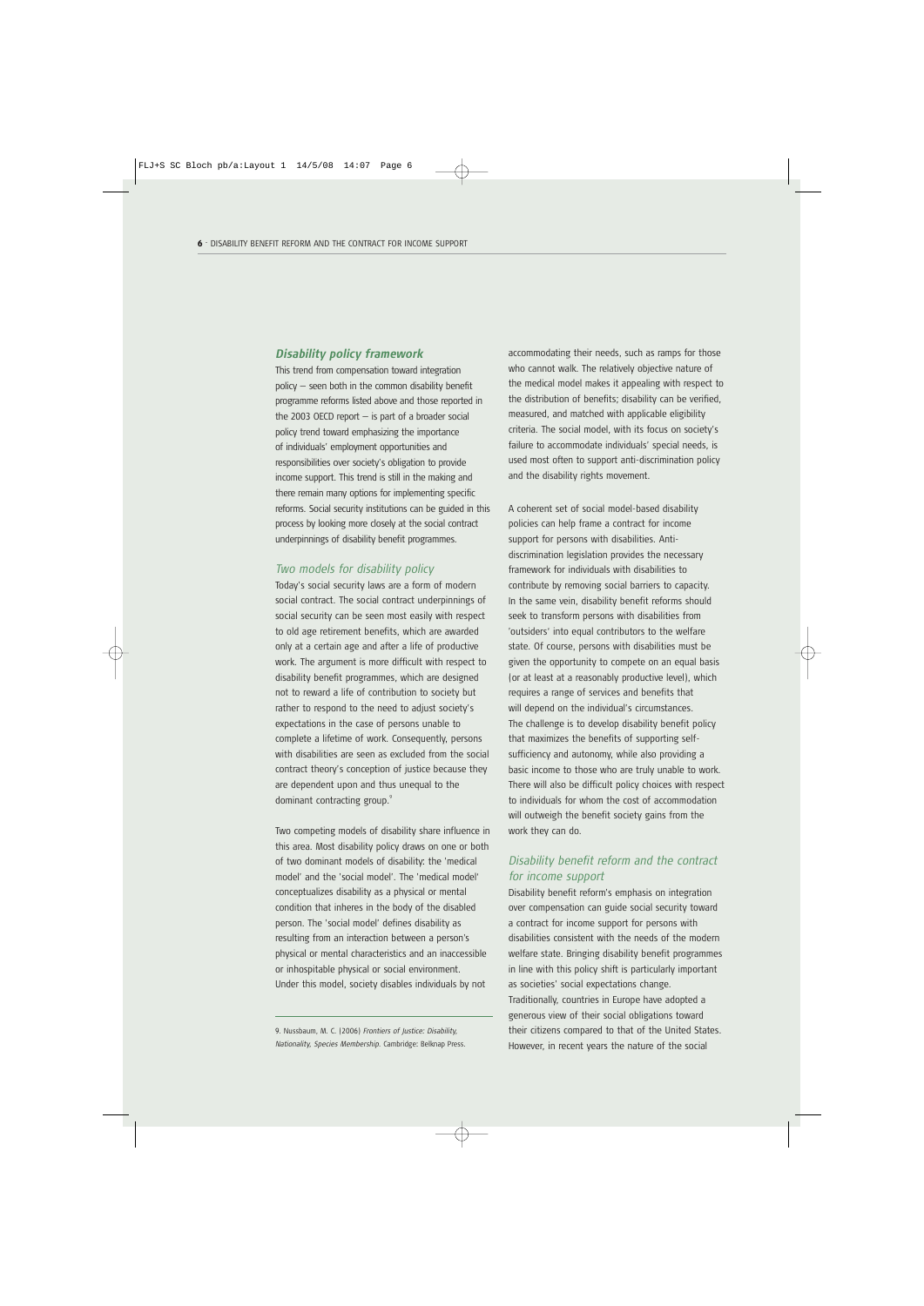## *Disability policy framework*

This trend from compensation toward integration policy – seen both in the common disability benefit programme reforms listed above and those reported in the 2003 OECD report – is part of a broader social policy trend toward emphasizing the importance of individuals' employment opportunities and responsibilities over society's obligation to provide income support. This trend is still in the making and there remain many options for implementing specific reforms. Social security institutions can be guided in this process by looking more closely at the social contract underpinnings of disability benefit programmes.

### *Two models for disability policy*

Today's social security laws are a form of modern social contract. The social contract underpinnings of social security can be seen most easily with respect to old age retirement benefits, which are awarded only at a certain age and after a life of productive work. The argument is more difficult with respect to disability benefit programmes, which are designed not to reward a life of contribution to society but rather to respond to the need to adjust society's expectations in the case of persons unable to complete a lifetime of work. Consequently, persons with disabilities are seen as excluded from the social contract theory's conception of justice because they are dependent upon and thus unequal to the dominant contracting group.[9]

Two competing models of disability share influence in this area. Most disability policy draws on one or both of two dominant models of disability: the 'medical model' and the 'social model'. The 'medical model' conceptualizes disability as a physical or mental condition that inheres in the body of the disabled person. The 'social model' defines disability as resulting from an interaction between a person's physical or mental characteristics and an inaccessible or inhospitable physical or social environment. Under this model, society disables individuals by not accommodating their needs, such as ramps for those who cannot walk. The relatively objective nature of the medical model makes it appealing with respect to the distribution of benefits; disability can be verified, measured, and matched with applicable eligibility criteria. The social model, with its focus on society's failure to accommodate individuals' special needs, is used most often to support anti-discrimination policy and the disability rights movement.

A coherent set of social model-based disability policies can help frame a contract for income support for persons with disabilities. Anti-discrimination legislation provides the necessary framework for individuals with disabilities to contribute by removing social barriers to capacity. In the same vein, disability benefit reforms should seek to transform persons with disabilities from 'outsiders' into equal contributors to the welfare state. Of course, persons with disabilities must be given the opportunity to compete on an equal basis (or at least at a reasonably productive level), which requires a range of services and benefits that will depend on the individual's circumstances. The challenge is to develop disability benefit policy that maximizes the benefits of supporting self-sufficiency and autonomy, while also providing a basic income to those who are truly unable to work. There will also be difficult policy choices with respect to individuals for whom the cost of accommodation will outweigh the benefit society gains from the work they can do.

### *Disability benefit reform and the contract for income support*

Disability benefit reform's emphasis on integration over compensation can guide social security toward a contract for income support for persons with disabilities consistent with the needs of the modern welfare state. Bringing disability benefit programmes in line with this policy shift is particularly important as societies' social expectations change. Traditionally, countries in Europe have adopted a generous view of their social obligations toward their citizens compared to that of the United States. However, in recent years the nature of the social

---

9. Nussbaum, M. C. (2006) *Frontiers of Justice: Disability, Nationality, Species Membership*. Cambridge: Belknap Press.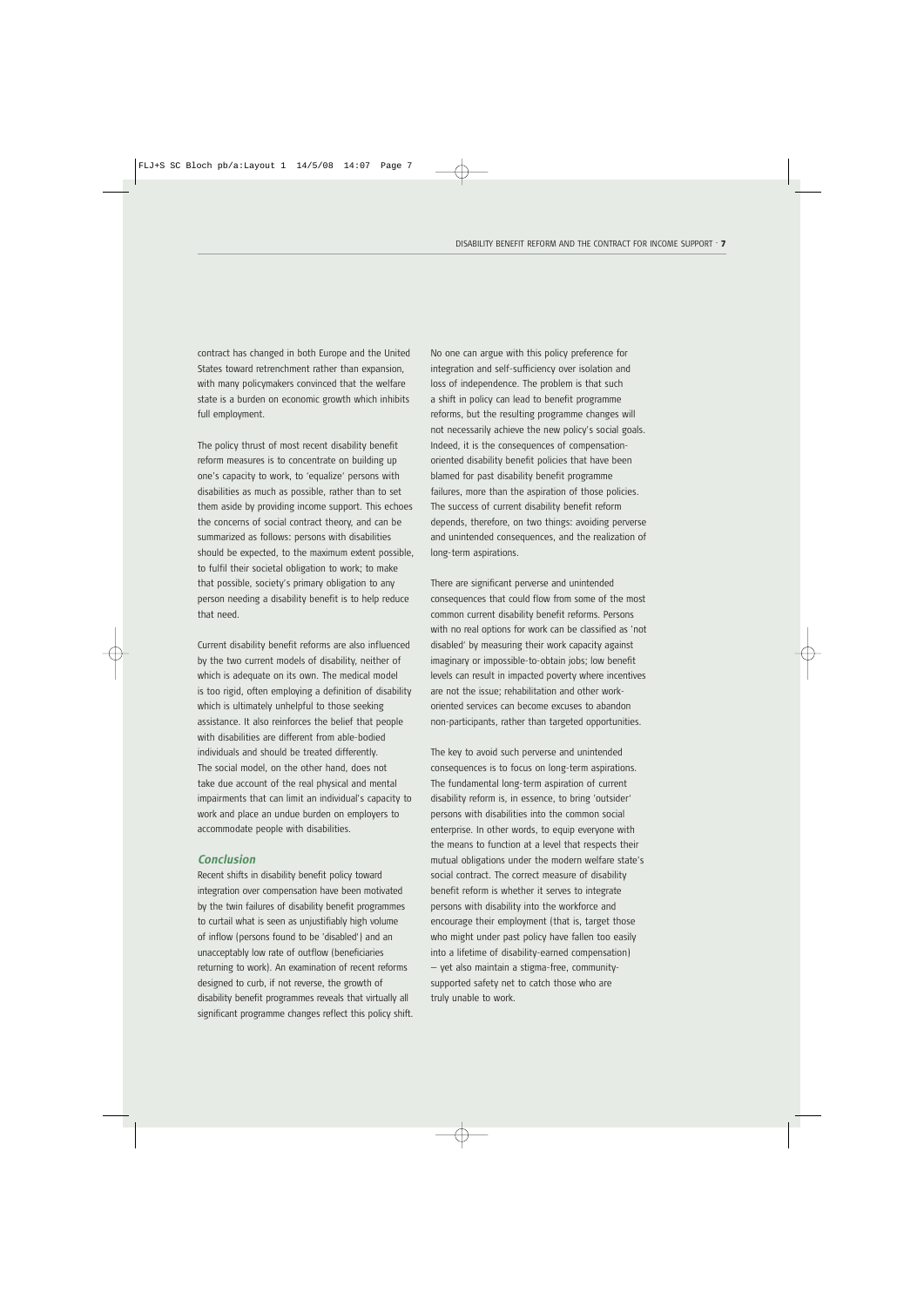contract has changed in both Europe and the United States toward retrenchment rather than expansion, with many policymakers convinced that the welfare state is a burden on economic growth which inhibits full employment.

The policy thrust of most recent disability benefit reform measures is to concentrate on building up one's capacity to work, to 'equalize' persons with disabilities as much as possible, rather than to set them aside by providing income support. This echoes the concerns of social contract theory, and can be summarized as follows: persons with disabilities should be expected, to the maximum extent possible, to fulfil their societal obligation to work; to make that possible, society's primary obligation to any person needing a disability benefit is to help reduce that need.

Current disability benefit reforms are also influenced by the two current models of disability, neither of which is adequate on its own. The medical model is too rigid, often employing a definition of disability which is ultimately unhelpful to those seeking assistance. It also reinforces the belief that people with disabilities are different from able-bodied individuals and should be treated differently. The social model, on the other hand, does not take due account of the real physical and mental impairments that can limit an individual's capacity to work and place an undue burden on employers to accommodate people with disabilities.

## *Conclusion*

Recent shifts in disability benefit policy toward integration over compensation have been motivated by the twin failures of disability benefit programmes to curtail what is seen as unjustifiably high volume of inflow (persons found to be 'disabled') and an unacceptably low rate of outflow (beneficiaries returning to work). An examination of recent reforms designed to curb, if not reverse, the growth of disability benefit programmes reveals that virtually all significant programme changes reflect this policy shift.

No one can argue with this policy preference for integration and self-sufficiency over isolation and loss of independence. The problem is that such a shift in policy can lead to benefit programme reforms, but the resulting programme changes will not necessarily achieve the new policy's social goals. Indeed, it is the consequences of compensation-oriented disability benefit policies that have been blamed for past disability benefit programme failures, more than the aspiration of those policies. The success of current disability benefit reform depends, therefore, on two things: avoiding perverse and unintended consequences, and the realization of long-term aspirations.

There are significant perverse and unintended consequences that could flow from some of the most common current disability benefit reforms. Persons with no real options for work can be classified as 'not disabled' by measuring their work capacity against imaginary or impossible-to-obtain jobs; low benefit levels can result in impacted poverty where incentives are not the issue; rehabilitation and other work-oriented services can become excuses to abandon non-participants, rather than targeted opportunities.

The key to avoid such perverse and unintended consequences is to focus on long-term aspirations. The fundamental long-term aspiration of current disability reform is, in essence, to bring 'outsider' persons with disabilities into the common social enterprise. In other words, to equip everyone with the means to function at a level that respects their mutual obligations under the modern welfare state's social contract. The correct measure of disability benefit reform is whether it serves to integrate persons with disability into the workforce and encourage their employment (that is, target those who might under past policy have fallen too easily into a lifetime of disability-earned compensation) – yet also maintain a stigma-free, community-supported safety net to catch those who are truly unable to work.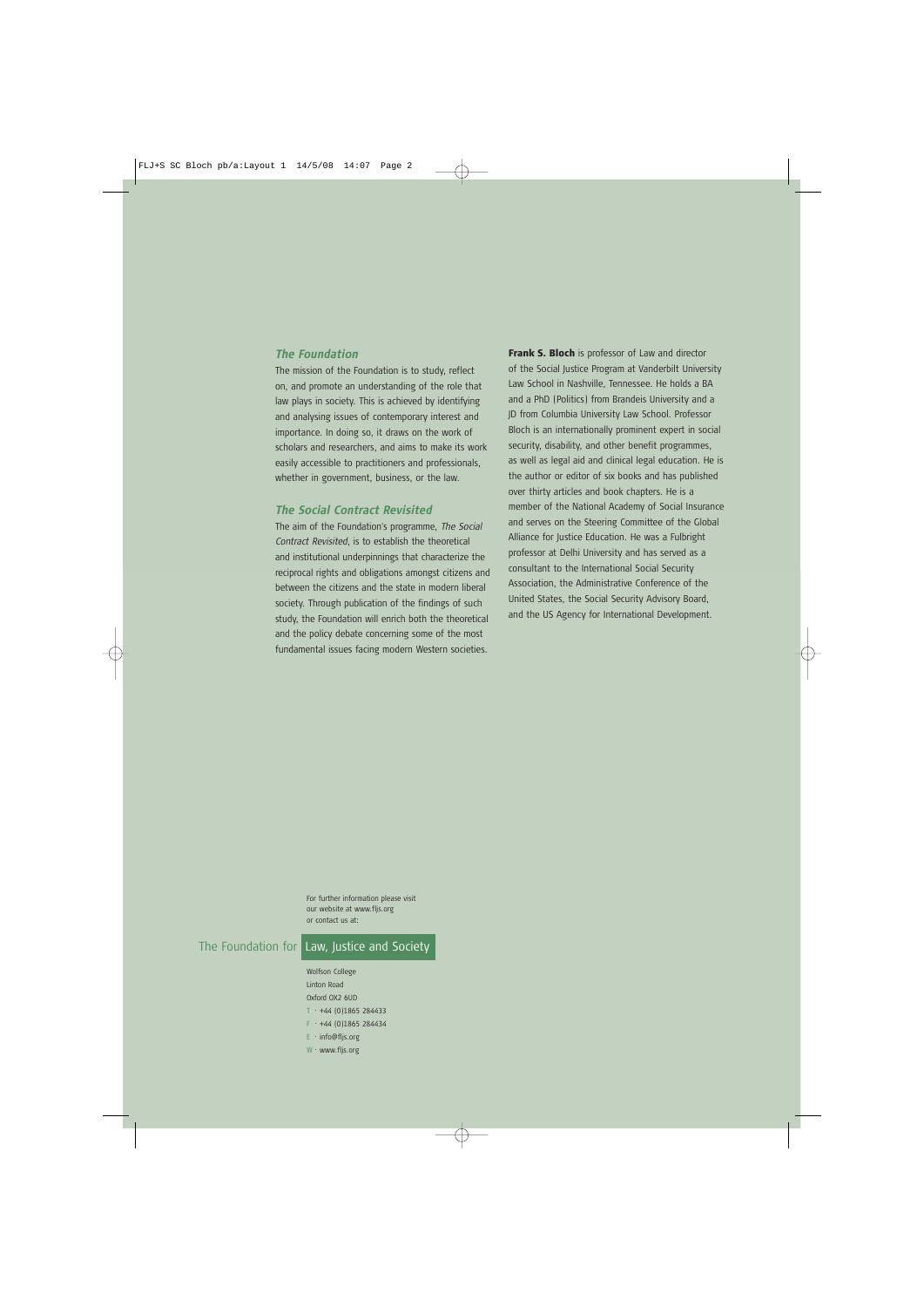### *The Foundation*

The mission of the Foundation is to study, reflect on, and promote an understanding of the role that law plays in society. This is achieved by identifying and analysing issues of contemporary interest and importance. In doing so, it draws on the work of scholars and researchers, and aims to make its work easily accessible to practitioners and professionals, whether in government, business, or the law.

### *The Social Contract Revisited*

The aim of the Foundation's programme, *The Social Contract Revisited*, is to establish the theoretical and institutional underpinnings that characterize the reciprocal rights and obligations amongst citizens and between the citizens and the state in modern liberal society. Through publication of the findings of such study, the Foundation will enrich both the theoretical and the policy debate concerning some of the most fundamental issues facing modern Western societies.

**Frank S. Bloch** is professor of Law and director of the Social Justice Program at Vanderbilt University Law School in Nashville, Tennessee. He holds a BA and a PhD (Politics) from Brandeis University and a JD from Columbia University Law School. Professor Bloch is an internationally prominent expert in social security, disability, and other benefit programmes, as well as legal aid and clinical legal education. He is the author or editor of six books and has published over thirty articles and book chapters. He is a member of the National Academy of Social Insurance and serves on the Steering Committee of the Global Alliance for Justice Education. He was a Fulbright professor at Delhi University and has served as a consultant to the International Social Security Association, the Administrative Conference of the United States, the Social Security Advisory Board, and the US Agency for International Development.

For further information please visit our website at www.fljs.org or contact us at:

**The Foundation for Law, Justice and Society**

Wolfson College
Linton Road
Oxford OX2 6UD

T · +44 (0)1865 284433
F · +44 (0)1865 284434
E · info@fljs.org
W · www.fljs.org